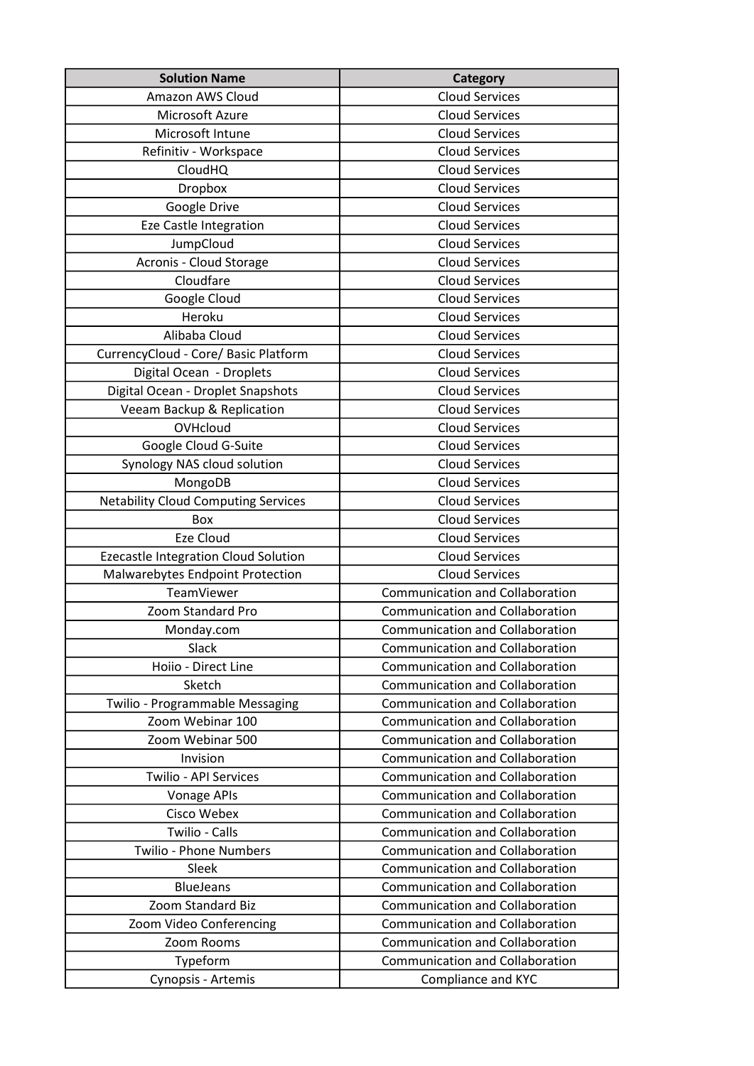| Solution Name | Category |
|---|---|
| Amazon AWS Cloud | Cloud Services |
| Microsoft Azure | Cloud Services |
| Microsoft Intune | Cloud Services |
| Refinitiv - Workspace | Cloud Services |
| CloudHQ | Cloud Services |
| Dropbox | Cloud Services |
| Google Drive | Cloud Services |
| Eze Castle Integration | Cloud Services |
| JumpCloud | Cloud Services |
| Acronis - Cloud Storage | Cloud Services |
| Cloudfare | Cloud Services |
| Google Cloud | Cloud Services |
| Heroku | Cloud Services |
| Alibaba Cloud | Cloud Services |
| CurrencyCloud - Core/ Basic Platform | Cloud Services |
| Digital Ocean - Droplets | Cloud Services |
| Digital Ocean - Droplet Snapshots | Cloud Services |
| Veeam Backup & Replication | Cloud Services |
| OVHcloud | Cloud Services |
| Google Cloud G-Suite | Cloud Services |
| Synology NAS cloud solution | Cloud Services |
| MongoDB | Cloud Services |
| Netability Cloud Computing Services | Cloud Services |
| Box | Cloud Services |
| Eze Cloud | Cloud Services |
| Ezecastle Integration Cloud Solution | Cloud Services |
| Malwarebytes Endpoint Protection | Cloud Services |
| TeamViewer | Communication and Collaboration |
| Zoom Standard Pro | Communication and Collaboration |
| Monday.com | Communication and Collaboration |
| Slack | Communication and Collaboration |
| Hoiio - Direct Line | Communication and Collaboration |
| Sketch | Communication and Collaboration |
| Twilio - Programmable Messaging | Communication and Collaboration |
| Zoom Webinar 100 | Communication and Collaboration |
| Zoom Webinar 500 | Communication and Collaboration |
| Invision | Communication and Collaboration |
| Twilio - API Services | Communication and Collaboration |
| Vonage APIs | Communication and Collaboration |
| Cisco Webex | Communication and Collaboration |
| Twilio - Calls | Communication and Collaboration |
| Twilio - Phone Numbers | Communication and Collaboration |
| Sleek | Communication and Collaboration |
| BlueJeans | Communication and Collaboration |
| Zoom Standard Biz | Communication and Collaboration |
| Zoom Video Conferencing | Communication and Collaboration |
| Zoom Rooms | Communication and Collaboration |
| Typeform | Communication and Collaboration |
| Cynopsis - Artemis | Compliance and KYC |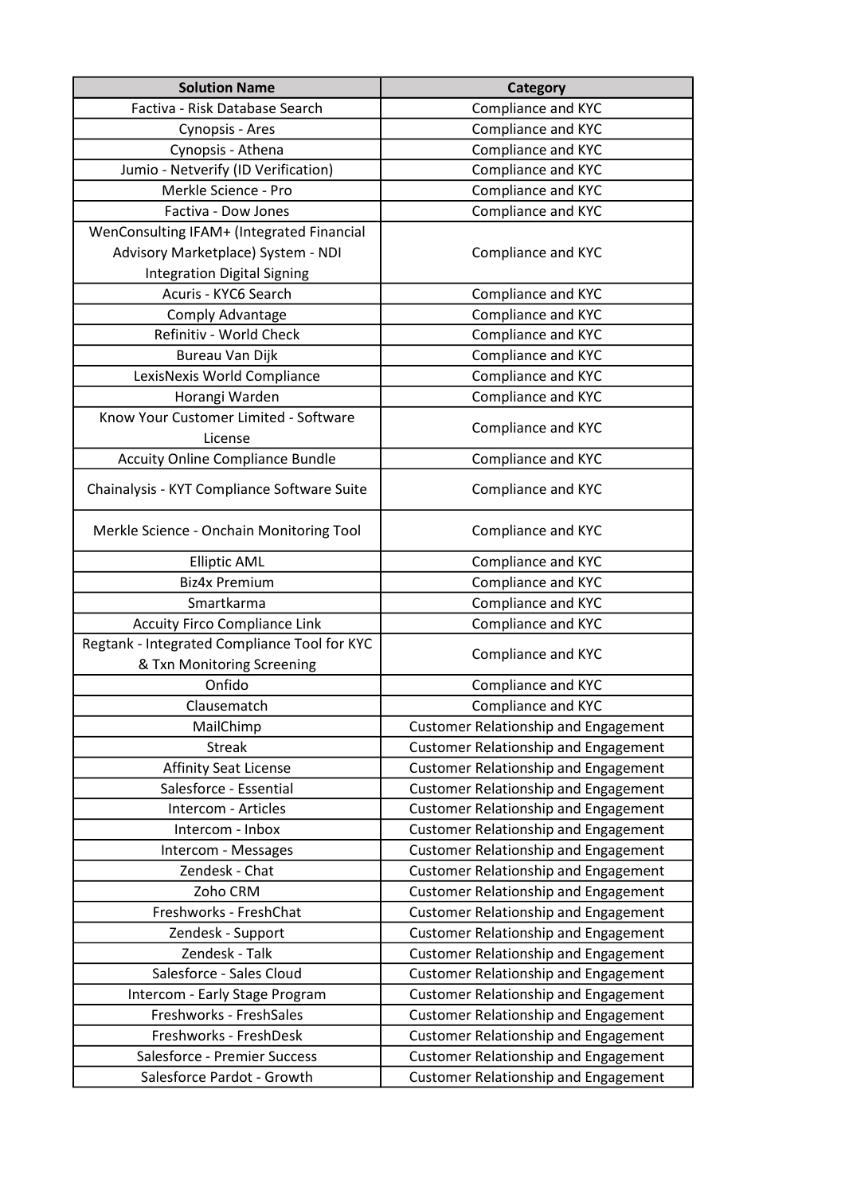| Solution Name | Category |
| --- | --- |
| Factiva - Risk Database Search | Compliance and KYC |
| Cynopsis - Ares | Compliance and KYC |
| Cynopsis - Athena | Compliance and KYC |
| Jumio - Netverify (ID Verification) | Compliance and KYC |
| Merkle Science - Pro | Compliance and KYC |
| Factiva - Dow Jones | Compliance and KYC |
| WenConsulting IFAM+ (Integrated Financial Advisory Marketplace) System - NDI Integration Digital Signing | Compliance and KYC |
| Acuris - KYC6 Search | Compliance and KYC |
| Comply Advantage | Compliance and KYC |
| Refinitiv - World Check | Compliance and KYC |
| Bureau Van Dijk | Compliance and KYC |
| LexisNexis World Compliance | Compliance and KYC |
| Horangi Warden | Compliance and KYC |
| Know Your Customer Limited - Software License | Compliance and KYC |
| Accuity Online Compliance Bundle | Compliance and KYC |
| Chainalysis - KYT Compliance Software Suite | Compliance and KYC |
| Merkle Science - Onchain Monitoring Tool | Compliance and KYC |
| Elliptic AML | Compliance and KYC |
| Biz4x Premium | Compliance and KYC |
| Smartkarma | Compliance and KYC |
| Accuity Firco Compliance Link | Compliance and KYC |
| Regtank - Integrated Compliance Tool for KYC & Txn Monitoring Screening | Compliance and KYC |
| Onfido | Compliance and KYC |
| Clausematch | Compliance and KYC |
| MailChimp | Customer Relationship and Engagement |
| Streak | Customer Relationship and Engagement |
| Affinity Seat License | Customer Relationship and Engagement |
| Salesforce - Essential | Customer Relationship and Engagement |
| Intercom - Articles | Customer Relationship and Engagement |
| Intercom - Inbox | Customer Relationship and Engagement |
| Intercom - Messages | Customer Relationship and Engagement |
| Zendesk - Chat | Customer Relationship and Engagement |
| Zoho CRM | Customer Relationship and Engagement |
| Freshworks - FreshChat | Customer Relationship and Engagement |
| Zendesk - Support | Customer Relationship and Engagement |
| Zendesk - Talk | Customer Relationship and Engagement |
| Salesforce - Sales Cloud | Customer Relationship and Engagement |
| Intercom - Early Stage Program | Customer Relationship and Engagement |
| Freshworks - FreshSales | Customer Relationship and Engagement |
| Freshworks - FreshDesk | Customer Relationship and Engagement |
| Salesforce - Premier Success | Customer Relationship and Engagement |
| Salesforce Pardot - Growth | Customer Relationship and Engagement |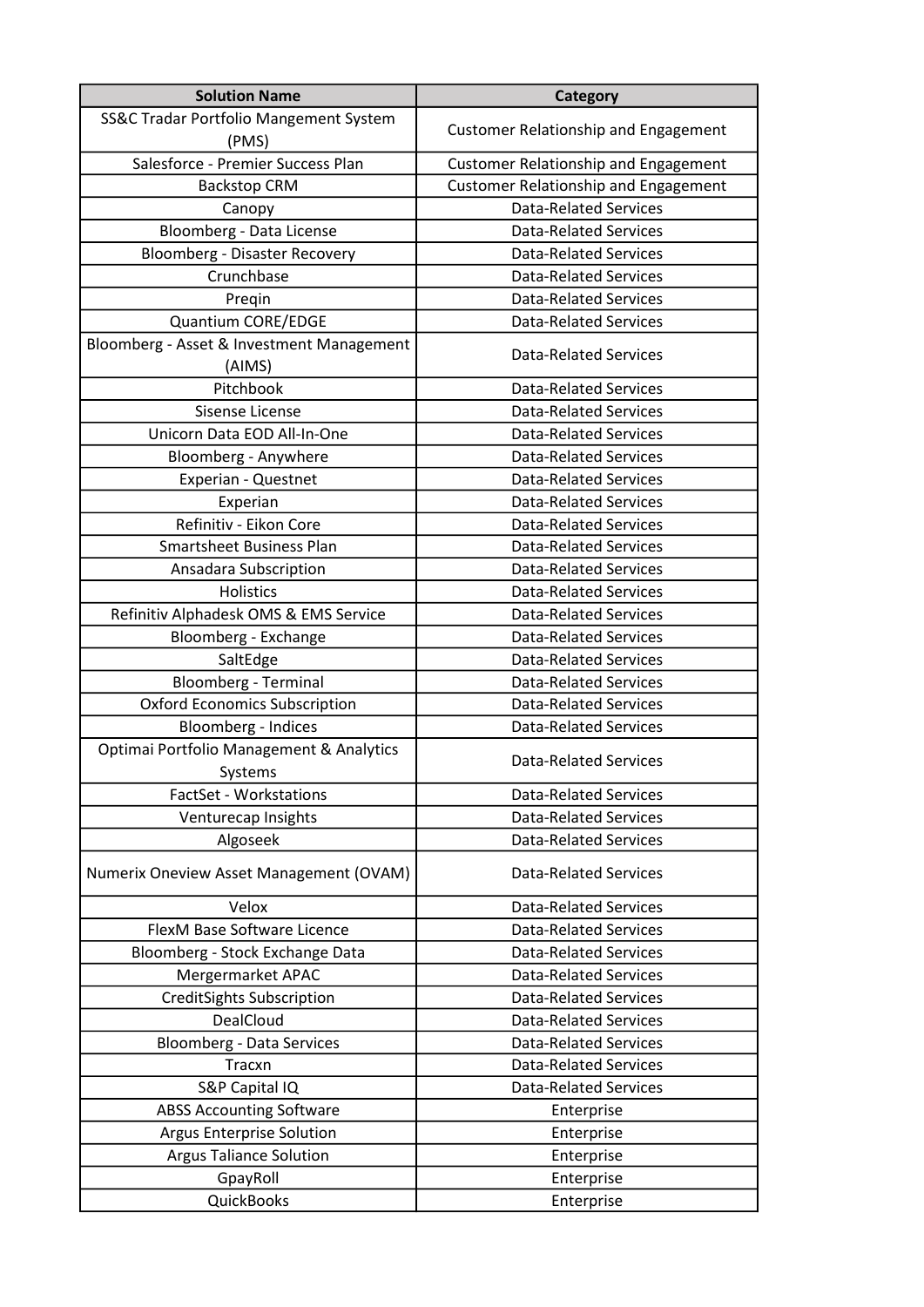| Solution Name | Category |
|---|---|
| SS&C Tradar Portfolio Mangement System (PMS) | Customer Relationship and Engagement |
| Salesforce - Premier Success Plan | Customer Relationship and Engagement |
| Backstop CRM | Customer Relationship and Engagement |
| Canopy | Data-Related Services |
| Bloomberg - Data License | Data-Related Services |
| Bloomberg - Disaster Recovery | Data-Related Services |
| Crunchbase | Data-Related Services |
| Preqin | Data-Related Services |
| Quantium CORE/EDGE | Data-Related Services |
| Bloomberg - Asset & Investment Management (AIMS) | Data-Related Services |
| Pitchbook | Data-Related Services |
| Sisense License | Data-Related Services |
| Unicorn Data EOD All-In-One | Data-Related Services |
| Bloomberg - Anywhere | Data-Related Services |
| Experian - Questnet | Data-Related Services |
| Experian | Data-Related Services |
| Refinitiv - Eikon Core | Data-Related Services |
| Smartsheet Business Plan | Data-Related Services |
| Ansadara Subscription | Data-Related Services |
| Holistics | Data-Related Services |
| Refinitiv Alphadesk OMS & EMS Service | Data-Related Services |
| Bloomberg - Exchange | Data-Related Services |
| SaltEdge | Data-Related Services |
| Bloomberg - Terminal | Data-Related Services |
| Oxford Economics Subscription | Data-Related Services |
| Bloomberg - Indices | Data-Related Services |
| Optimai Portfolio Management & Analytics Systems | Data-Related Services |
| FactSet - Workstations | Data-Related Services |
| Venturecap Insights | Data-Related Services |
| Algoseek | Data-Related Services |
| Numerix Oneview Asset Management (OVAM) | Data-Related Services |
| Velox | Data-Related Services |
| FlexM Base Software Licence | Data-Related Services |
| Bloomberg - Stock Exchange Data | Data-Related Services |
| Mergermarket APAC | Data-Related Services |
| CreditSights Subscription | Data-Related Services |
| DealCloud | Data-Related Services |
| Bloomberg - Data Services | Data-Related Services |
| Tracxn | Data-Related Services |
| S&P Capital IQ | Data-Related Services |
| ABSS Accounting Software | Enterprise |
| Argus Enterprise Solution | Enterprise |
| Argus Taliance Solution | Enterprise |
| GpayRoll | Enterprise |
| QuickBooks | Enterprise |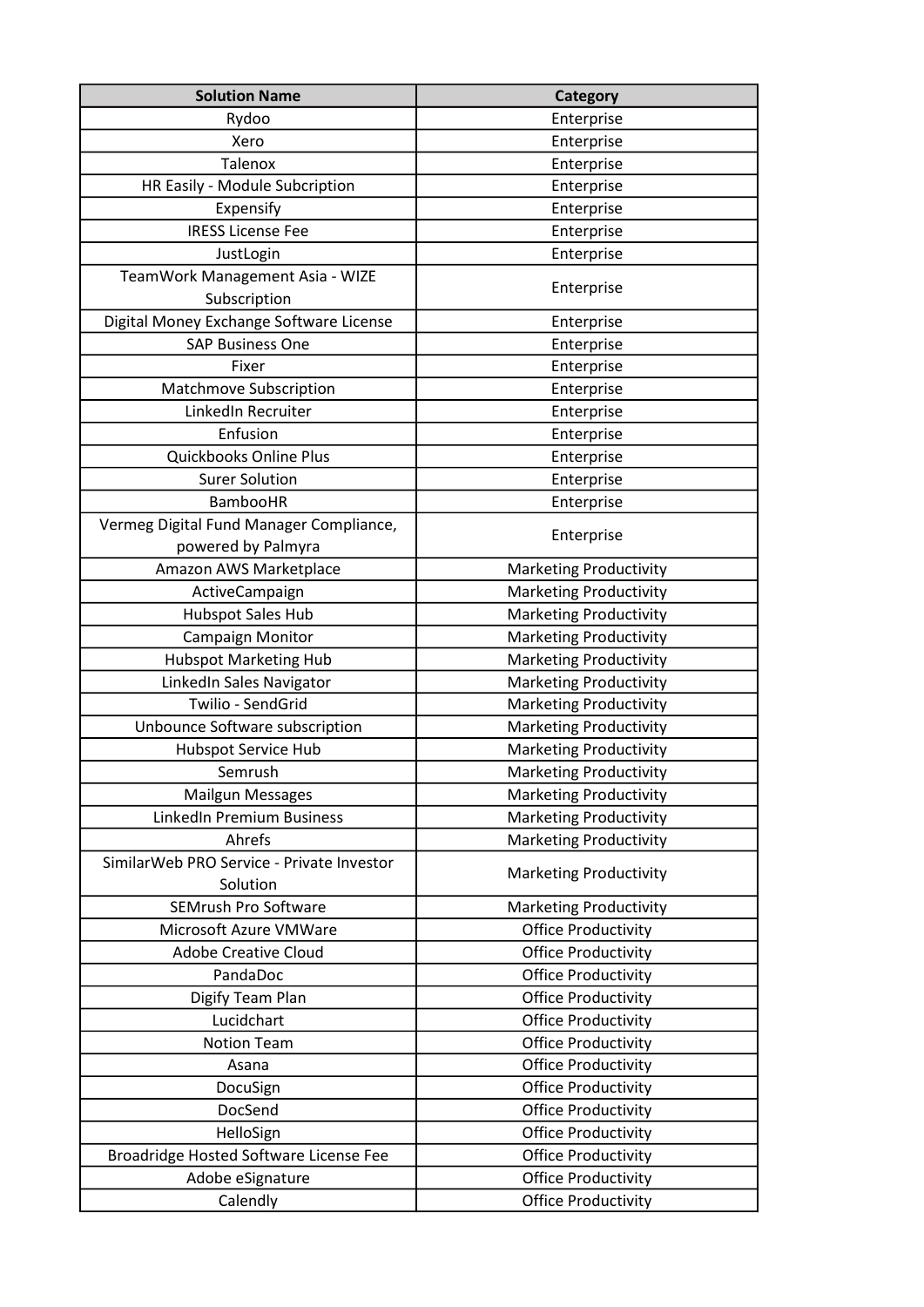| Solution Name | Category |
|---|---|
| Rydoo | Enterprise |
| Xero | Enterprise |
| Talenox | Enterprise |
| HR Easily - Module Subcription | Enterprise |
| Expensify | Enterprise |
| IRESS License Fee | Enterprise |
| JustLogin | Enterprise |
| TeamWork Management Asia - WIZE Subscription | Enterprise |
| Digital Money Exchange Software License | Enterprise |
| SAP Business One | Enterprise |
| Fixer | Enterprise |
| Matchmove Subscription | Enterprise |
| LinkedIn Recruiter | Enterprise |
| Enfusion | Enterprise |
| Quickbooks Online Plus | Enterprise |
| Surer Solution | Enterprise |
| BambooHR | Enterprise |
| Vermeg Digital Fund Manager Compliance, powered by Palmyra | Enterprise |
| Amazon AWS Marketplace | Marketing Productivity |
| ActiveCampaign | Marketing Productivity |
| Hubspot Sales Hub | Marketing Productivity |
| Campaign Monitor | Marketing Productivity |
| Hubspot Marketing Hub | Marketing Productivity |
| LinkedIn Sales Navigator | Marketing Productivity |
| Twilio - SendGrid | Marketing Productivity |
| Unbounce Software subscription | Marketing Productivity |
| Hubspot Service Hub | Marketing Productivity |
| Semrush | Marketing Productivity |
| Mailgun Messages | Marketing Productivity |
| LinkedIn Premium Business | Marketing Productivity |
| Ahrefs | Marketing Productivity |
| SimilarWeb PRO Service - Private Investor Solution | Marketing Productivity |
| SEMrush Pro Software | Marketing Productivity |
| Microsoft Azure VMWare | Office Productivity |
| Adobe Creative Cloud | Office Productivity |
| PandaDoc | Office Productivity |
| Digify Team Plan | Office Productivity |
| Lucidchart | Office Productivity |
| Notion Team | Office Productivity |
| Asana | Office Productivity |
| DocuSign | Office Productivity |
| DocSend | Office Productivity |
| HelloSign | Office Productivity |
| Broadridge Hosted Software License Fee | Office Productivity |
| Adobe eSignature | Office Productivity |
| Calendly | Office Productivity |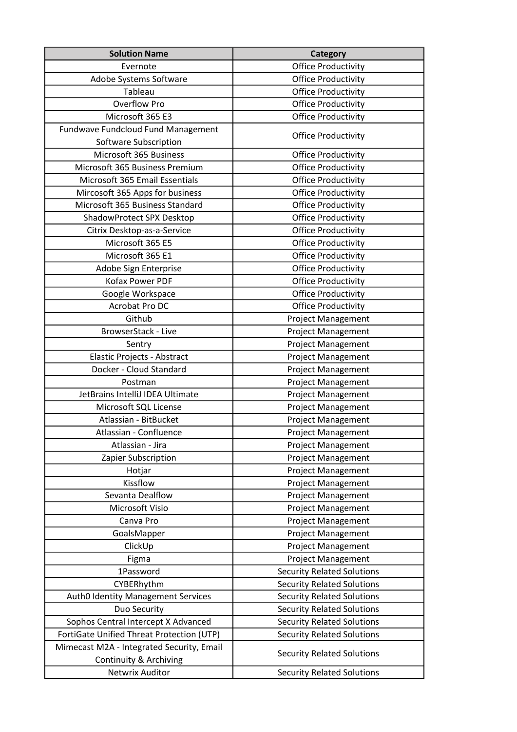| Solution Name | Category |
|---|---|
| Evernote | Office Productivity |
| Adobe Systems Software | Office Productivity |
| Tableau | Office Productivity |
| Overflow Pro | Office Productivity |
| Microsoft 365 E3 | Office Productivity |
| Fundwave Fundcloud Fund Management Software Subscription | Office Productivity |
| Microsoft 365 Business | Office Productivity |
| Microsoft 365 Business Premium | Office Productivity |
| Microsoft 365 Email Essentials | Office Productivity |
| Mircosoft 365 Apps for business | Office Productivity |
| Microsoft 365 Business Standard | Office Productivity |
| ShadowProtect SPX Desktop | Office Productivity |
| Citrix Desktop-as-a-Service | Office Productivity |
| Microsoft 365 E5 | Office Productivity |
| Microsoft 365 E1 | Office Productivity |
| Adobe Sign Enterprise | Office Productivity |
| Kofax Power PDF | Office Productivity |
| Google Workspace | Office Productivity |
| Acrobat Pro DC | Office Productivity |
| Github | Project Management |
| BrowserStack - Live | Project Management |
| Sentry | Project Management |
| Elastic Projects - Abstract | Project Management |
| Docker - Cloud Standard | Project Management |
| Postman | Project Management |
| JetBrains IntelliJ IDEA Ultimate | Project Management |
| Microsoft SQL License | Project Management |
| Atlassian - BitBucket | Project Management |
| Atlassian - Confluence | Project Management |
| Atlassian - Jira | Project Management |
| Zapier Subscription | Project Management |
| Hotjar | Project Management |
| Kissflow | Project Management |
| Sevanta Dealflow | Project Management |
| Microsoft Visio | Project Management |
| Canva Pro | Project Management |
| GoalsMapper | Project Management |
| ClickUp | Project Management |
| Figma | Project Management |
| 1Password | Security Related Solutions |
| CYBERhythm | Security Related Solutions |
| Auth0 Identity Management Services | Security Related Solutions |
| Duo Security | Security Related Solutions |
| Sophos Central Intercept X Advanced | Security Related Solutions |
| FortiGate Unified Threat Protection (UTP) | Security Related Solutions |
| Mimecast M2A - Integrated Security, Email Continuity & Archiving | Security Related Solutions |
| Netwrix Auditor | Security Related Solutions |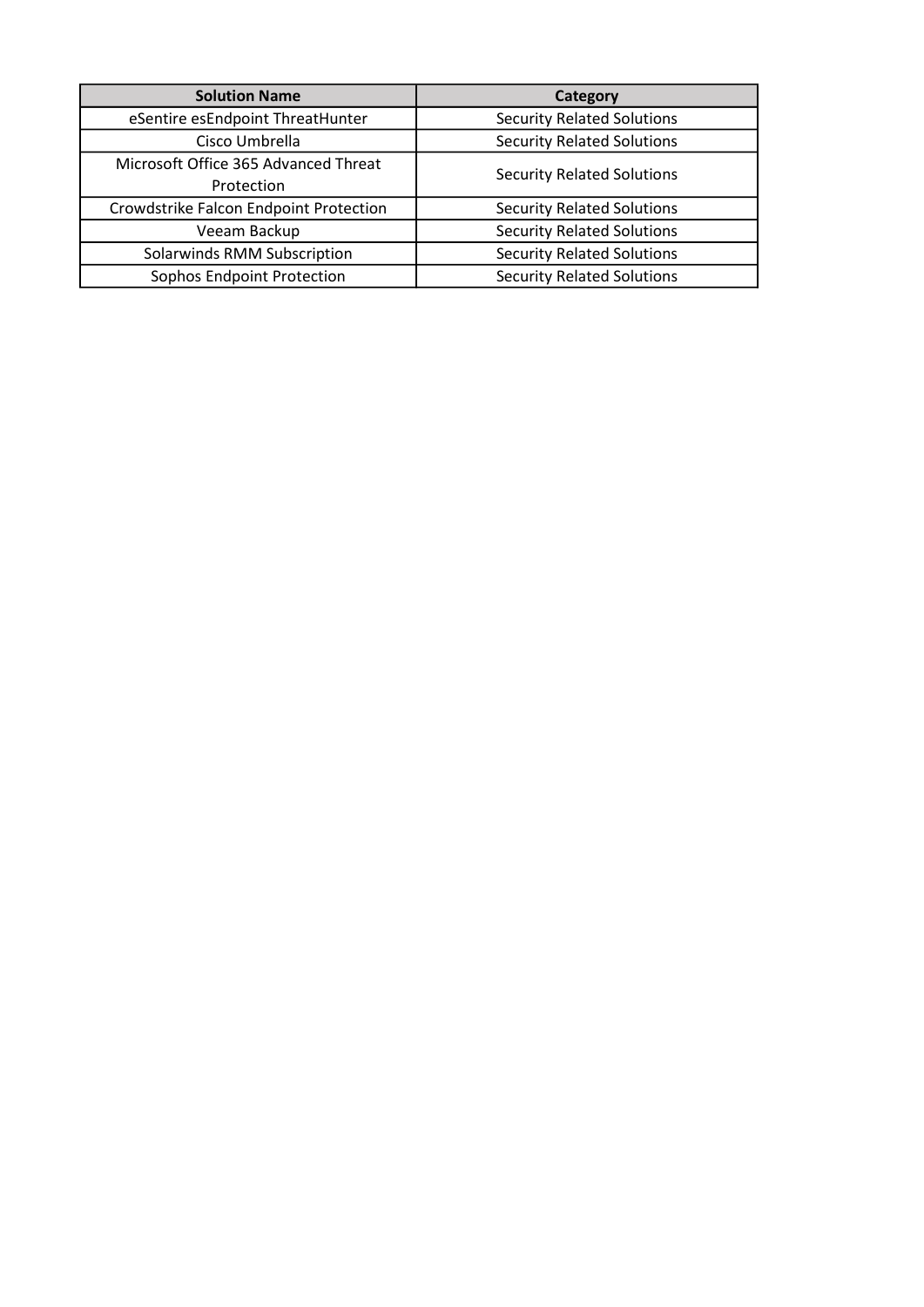| Solution Name | Category |
|---|---|
| eSentire esEndpoint ThreatHunter | Security Related Solutions |
| Cisco Umbrella | Security Related Solutions |
| Microsoft Office 365 Advanced Threat Protection | Security Related Solutions |
| Crowdstrike Falcon Endpoint Protection | Security Related Solutions |
| Veeam Backup | Security Related Solutions |
| Solarwinds RMM Subscription | Security Related Solutions |
| Sophos Endpoint Protection | Security Related Solutions |